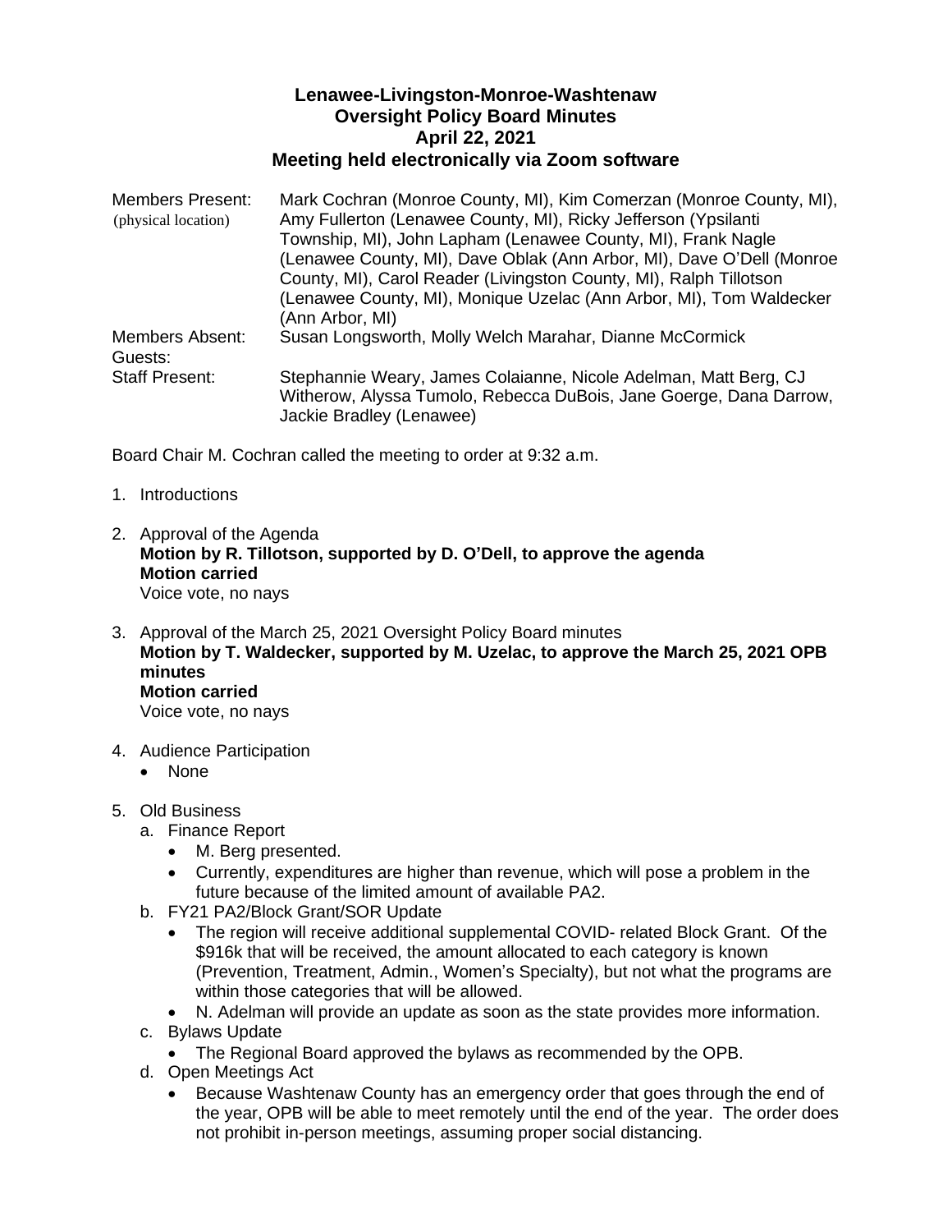# Lenawee-Livingston-Monroe-Washtenaw
## Oversight Policy Board Minutes
## April 22, 2021
## Meeting held electronically via Zoom software

| | |
|---|---|
| Members Present: (physical location) | Mark Cochran (Monroe County, MI), Kim Comerzan (Monroe County, MI), Amy Fullerton (Lenawee County, MI), Ricky Jefferson (Ypsilanti Township, MI), John Lapham (Lenawee County, MI), Frank Nagle (Lenawee County, MI), Dave Oblak (Ann Arbor, MI), Dave O'Dell (Monroe County, MI), Carol Reader (Livingston County, MI), Ralph Tillotson (Lenawee County, MI), Monique Uzelac (Ann Arbor, MI), Tom Waldecker (Ann Arbor, MI) |
| Members Absent: | Susan Longsworth, Molly Welch Marahar, Dianne McCormick |
| Guests: | |
| Staff Present: | Stephannie Weary, James Colaianne, Nicole Adelman, Matt Berg, CJ Witherow, Alyssa Tumolo, Rebecca DuBois, Jane Goerge, Dana Darrow, Jackie Bradley (Lenawee) |

Board Chair M. Cochran called the meeting to order at 9:32 a.m.

1. Introductions
2. Approval of the Agenda
   **Motion by R. Tillotson, supported by D. O'Dell, to approve the agenda**
   **Motion carried**
   Voice vote, no nays
3. Approval of the March 25, 2021 Oversight Policy Board minutes
   **Motion by T. Waldecker, supported by M. Uzelac, to approve the March 25, 2021 OPB minutes**
   **Motion carried**
   Voice vote, no nays
4. Audience Participation
   - None
5. Old Business
   a. Finance Report
      - M. Berg presented.
      - Currently, expenditures are higher than revenue, which will pose a problem in the future because of the limited amount of available PA2.
   
   b. FY21 PA2/Block Grant/SOR Update
      - The region will receive additional supplemental COVID- related Block Grant. Of the $916k that will be received, the amount allocated to each category is known (Prevention, Treatment, Admin., Women's Specialty), but not what the programs are within those categories that will be allowed.
      - N. Adelman will provide an update as soon as the state provides more information.
   
   c. Bylaws Update
      - The Regional Board approved the bylaws as recommended by the OPB.
   
   d. Open Meetings Act
      - Because Washtenaw County has an emergency order that goes through the end of the year, OPB will be able to meet remotely until the end of the year. The order does not prohibit in-person meetings, assuming proper social distancing.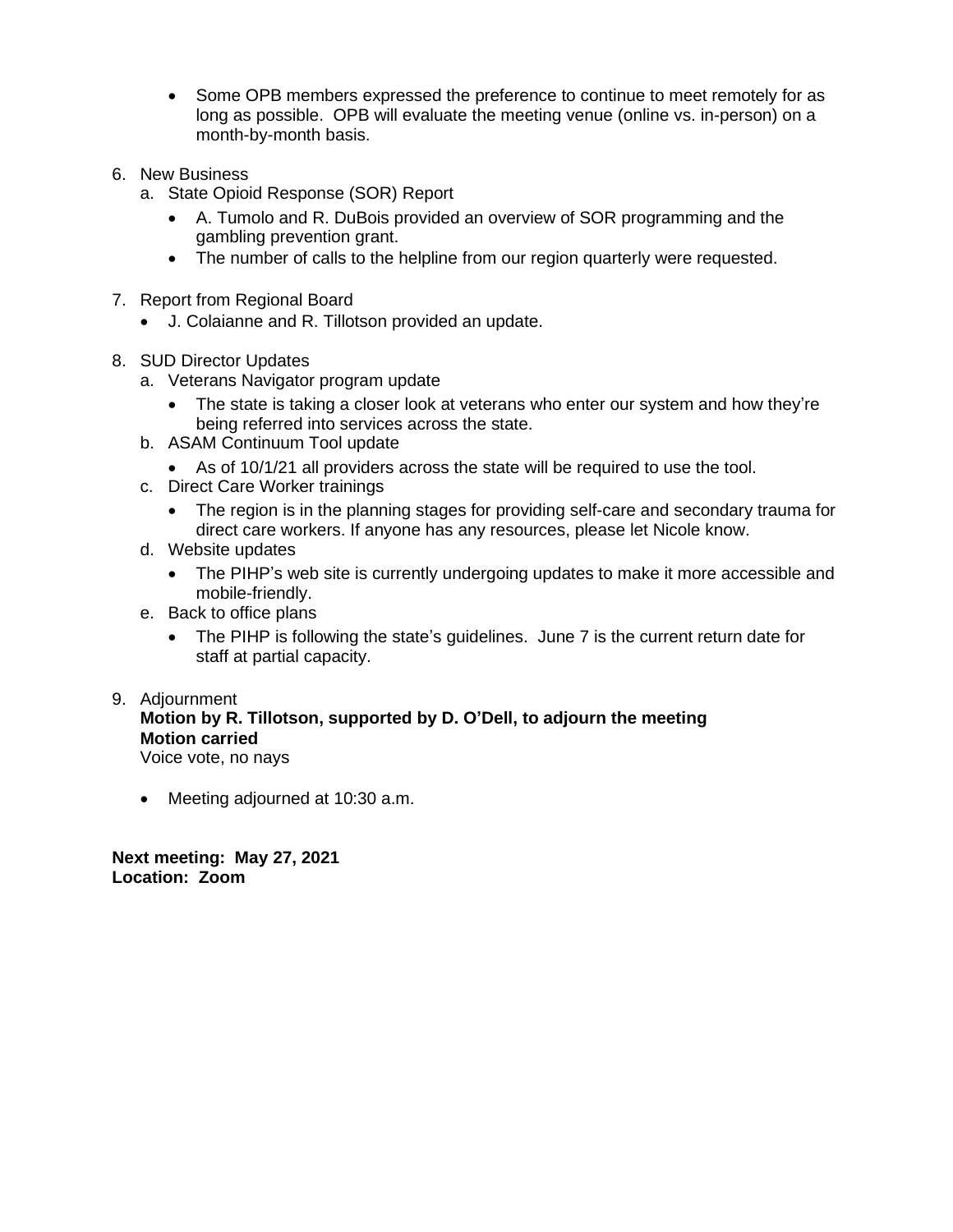- Some OPB members expressed the preference to continue to meet remotely for as long as possible. OPB will evaluate the meeting venue (online vs. in-person) on a month-by-month basis.

6. New Business
   a. State Opioid Response (SOR) Report
      - A. Tumolo and R. DuBois provided an overview of SOR programming and the gambling prevention grant.
      - The number of calls to the helpline from our region quarterly were requested.

7. Report from Regional Board
   - J. Colaianne and R. Tillotson provided an update.

8. SUD Director Updates
   a. Veterans Navigator program update
      - The state is taking a closer look at veterans who enter our system and how they're being referred into services across the state.

   b. ASAM Continuum Tool update
      - As of 10/1/21 all providers across the state will be required to use the tool.

   c. Direct Care Worker trainings
      - The region is in the planning stages for providing self-care and secondary trauma for direct care workers. If anyone has any resources, please let Nicole know.

   d. Website updates
      - The PIHP's web site is currently undergoing updates to make it more accessible and mobile-friendly.

   e. Back to office plans
      - The PIHP is following the state's guidelines. June 7 is the current return date for staff at partial capacity.

9. Adjournment
   **Motion by R. Tillotson, supported by D. O'Dell, to adjourn the meeting**
   **Motion carried**
   Voice vote, no nays

   - Meeting adjourned at 10:30 a.m.

**Next meeting: May 27, 2021**
**Location: Zoom**